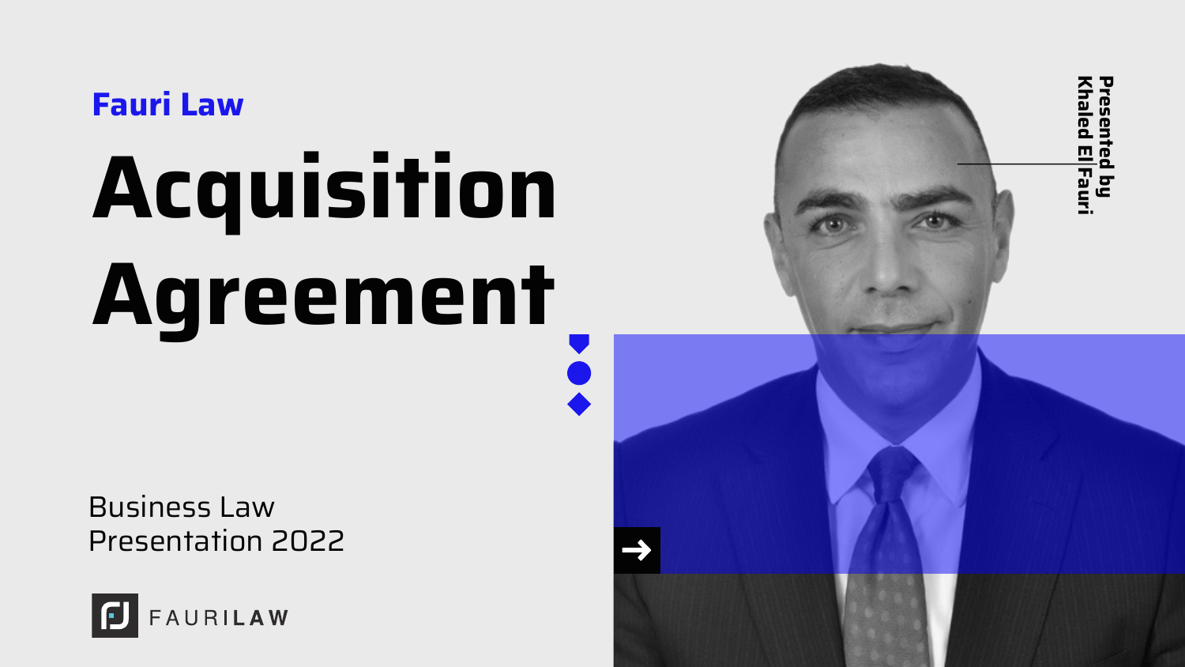Fauri Law

# Acquisition Agreement

Presented by Khaled El Fauri

Business Law
Presentation 2022

FAURILAW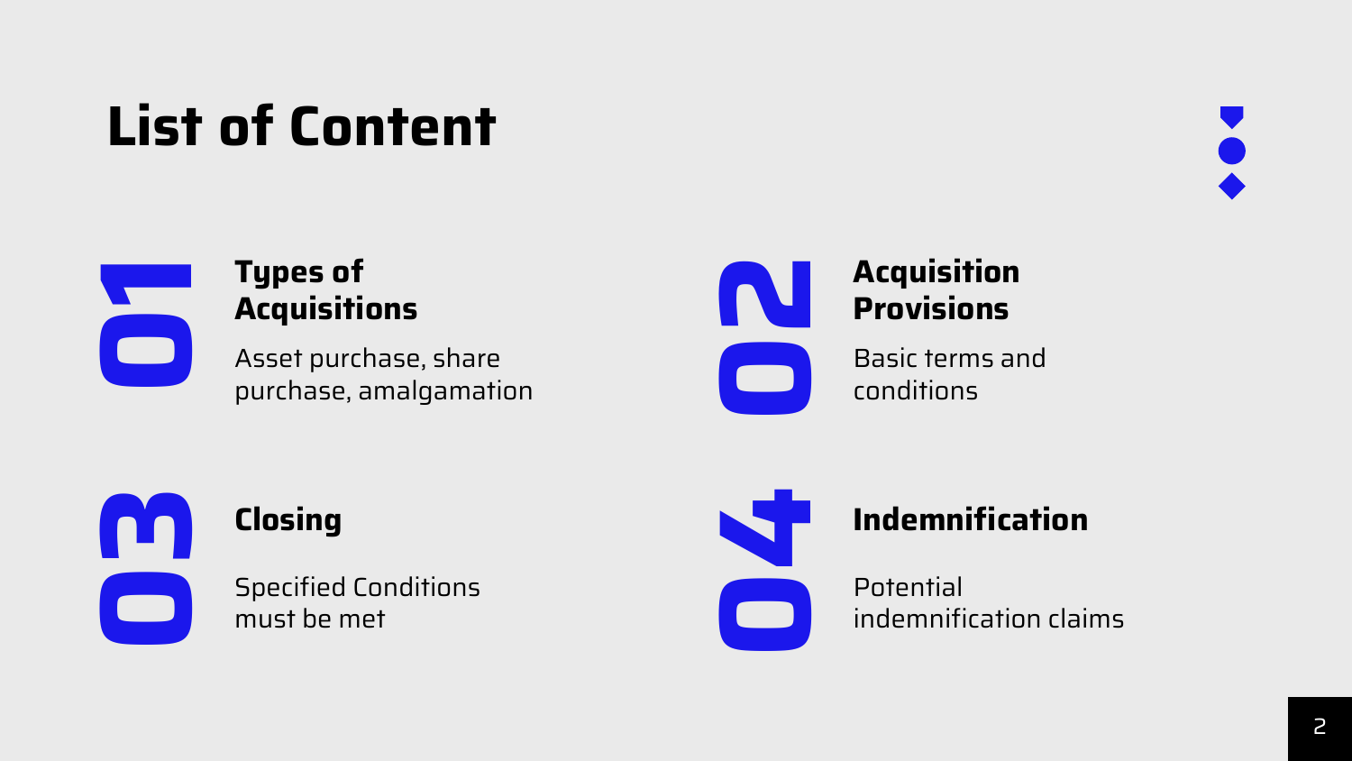# List of Content

## 01 Types of Acquisitions

Asset purchase, share purchase, amalgamation

## 02 Acquisition Provisions

Basic terms and conditions

## 03 Closing

Specified Conditions must be met

## 04 Indemnification

Potential indemnification claims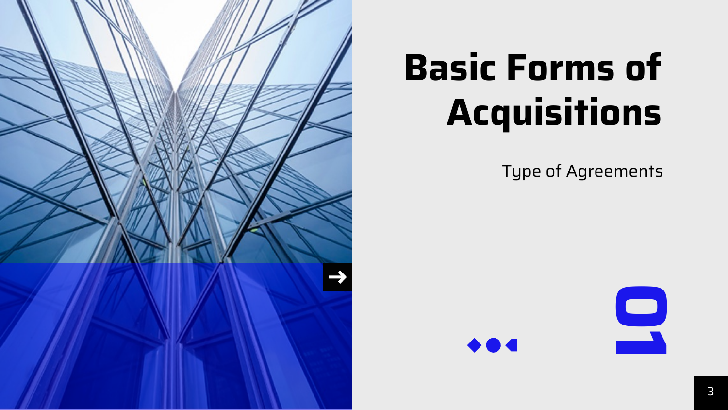# Basic Forms of Acquisitions

Type of Agreements

01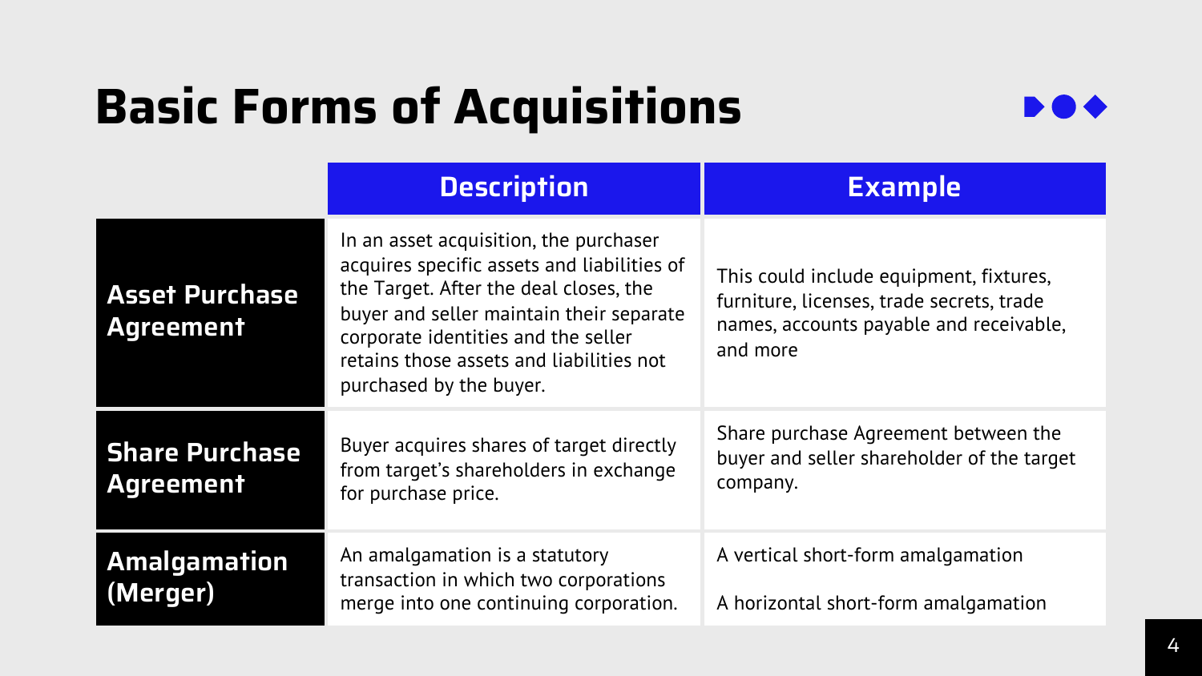# Basic Forms of Acquisitions

| | Description | Example |
|---|---|---|
| **Asset Purchase Agreement** | In an asset acquisition, the purchaser acquires specific assets and liabilities of the Target. After the deal closes, the buyer and seller maintain their separate corporate identities and the seller retains those assets and liabilities not purchased by the buyer. | This could include equipment, fixtures, furniture, licenses, trade secrets, trade names, accounts payable and receivable, and more |
| **Share Purchase Agreement** | Buyer acquires shares of target directly from target's shareholders in exchange for purchase price. | Share purchase Agreement between the buyer and seller shareholder of the target company. |
| **Amalgamation (Merger)** | An amalgamation is a statutory transaction in which two corporations merge into one continuing corporation. | A vertical short-form amalgamation<br><br>A horizontal short-form amalgamation |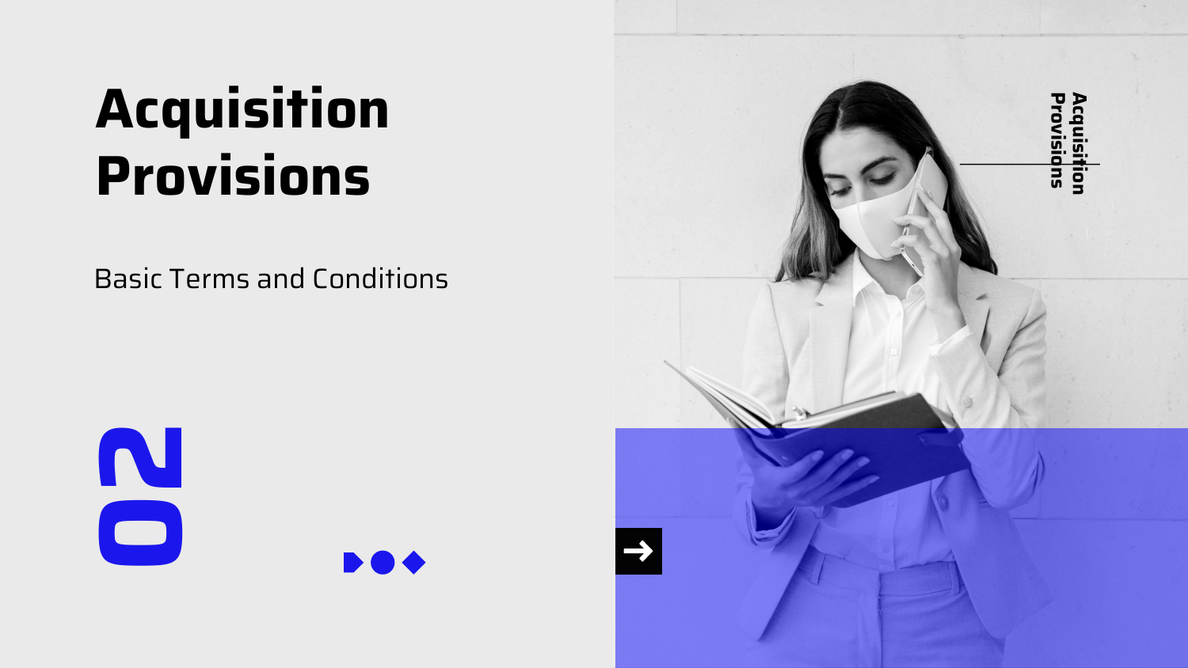# Acquisition Provisions

Basic Terms and Conditions

02

Acquisition Provisions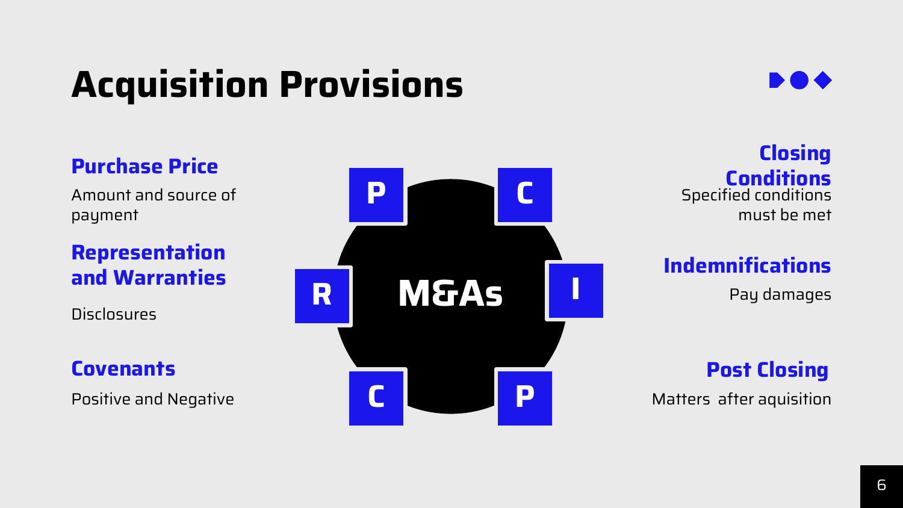# Acquisition Provisions

### Purchase Price

Amount and source of payment

### Representation and Warranties

Disclosures

### Covenants

Positive and Negative

**M&As**

P C R I C P

### Closing Conditions

Specified conditions must be met

### Indemnifications

Pay damages

### Post Closing

Matters after aquisition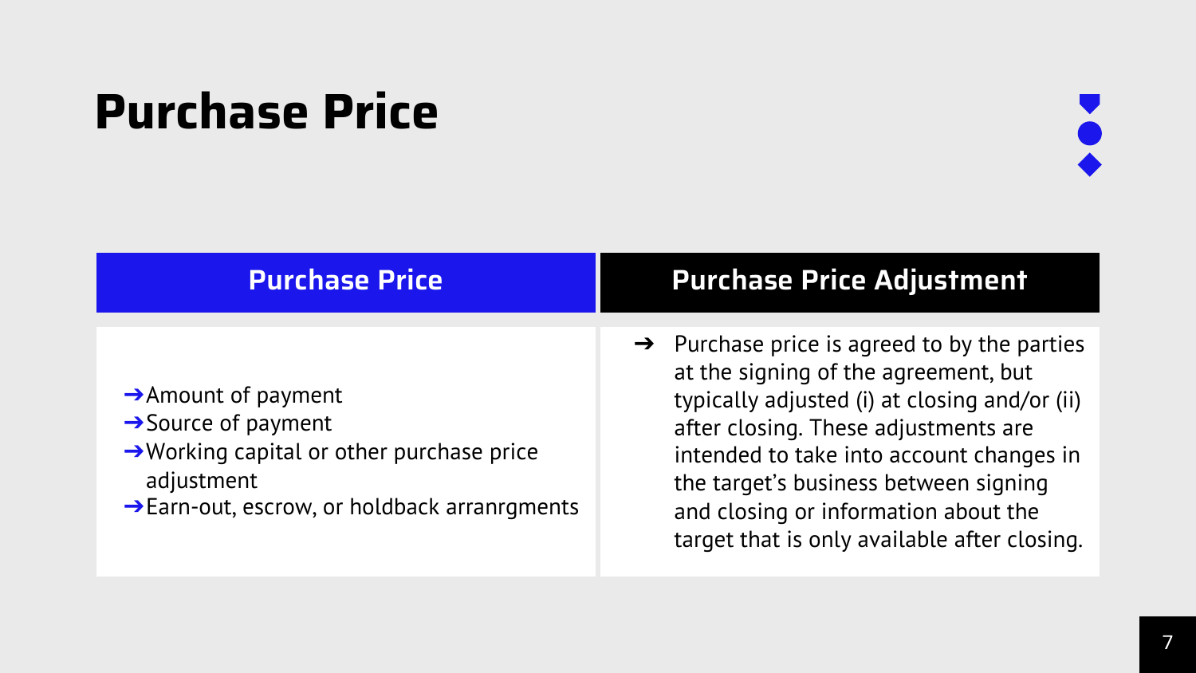# Purchase Price

## Purchase Price

- ➔Amount of payment
- ➔Source of payment
- ➔Working capital or other purchase price adjustment
- ➔Earn-out, escrow, or holdback arranrgments

## Purchase Price Adjustment

- ➔ Purchase price is agreed to by the parties at the signing of the agreement, but typically adjusted (i) at closing and/or (ii) after closing. These adjustments are intended to take into account changes in the target's business between signing and closing or information about the target that is only available after closing.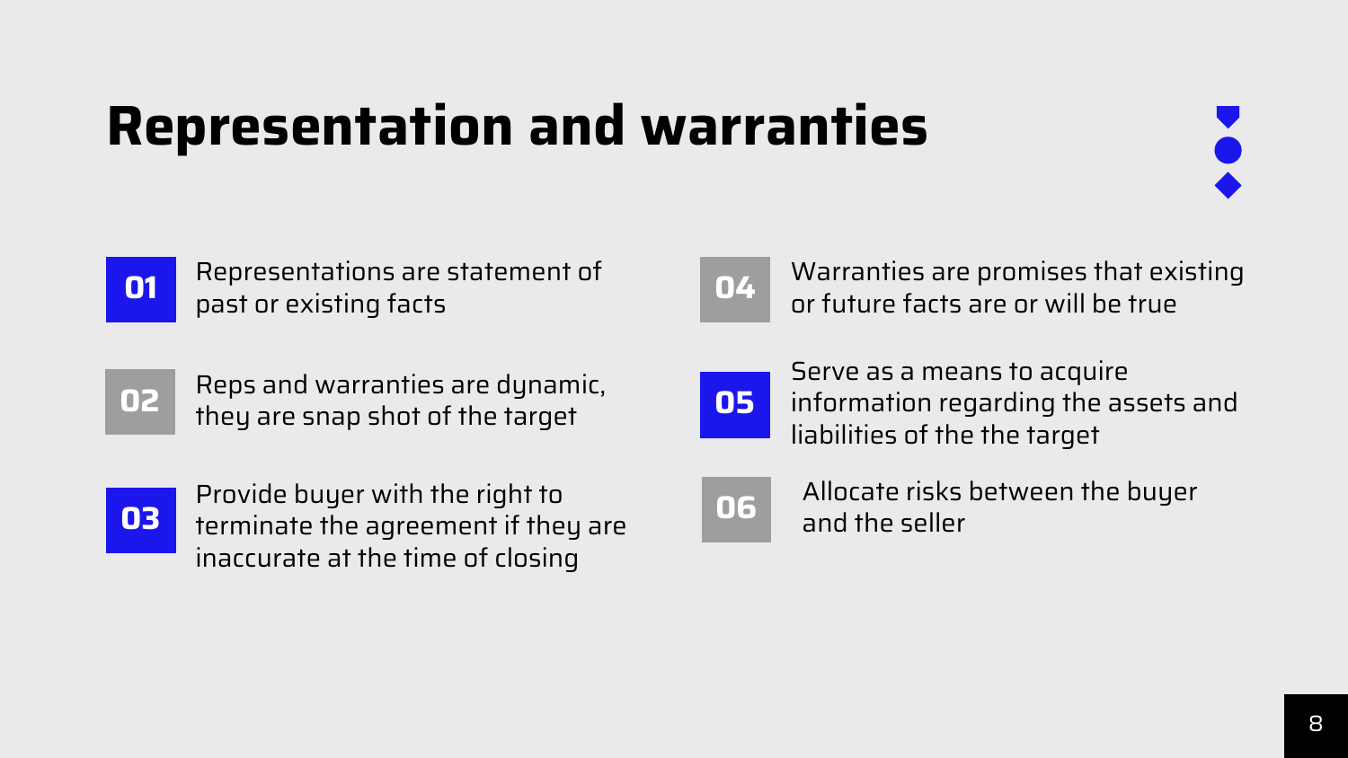# Representation and warranties

**01** Representations are statement of past or existing facts

**02** Reps and warranties are dynamic, they are snap shot of the target

**03** Provide buyer with the right to terminate the agreement if they are inaccurate at the time of closing

**04** Warranties are promises that existing or future facts are or will be true

**05** Serve as a means to acquire information regarding the assets and liabilities of the the target

**06** Allocate risks between the buyer and the seller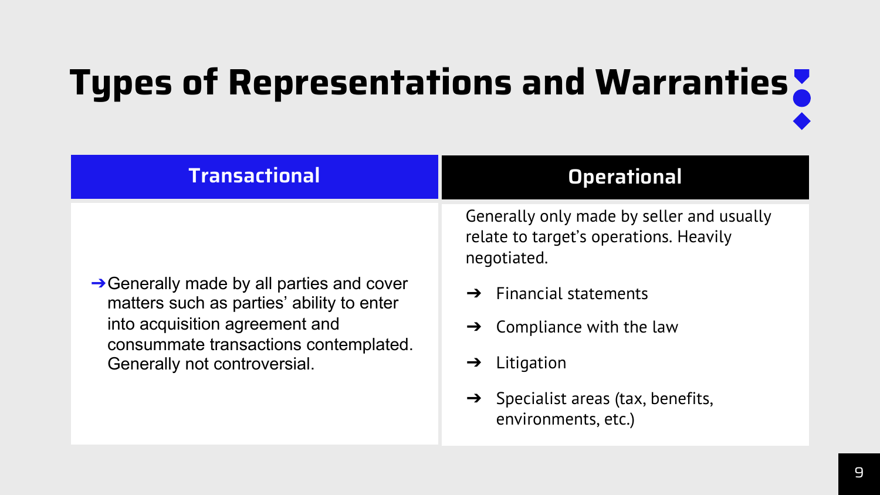# Types of Representations and Warranties

| Transactional | Operational |
| --- | --- |
| ➔ Generally made by all parties and cover matters such as parties' ability to enter into acquisition agreement and consummate transactions contemplated. Generally not controversial. | Generally only made by seller and usually relate to target's operations. Heavily negotiated.<br>➔ Financial statements<br>➔ Compliance with the law<br>➔ Litigation<br>➔ Specialist areas (tax, benefits, environments, etc.) |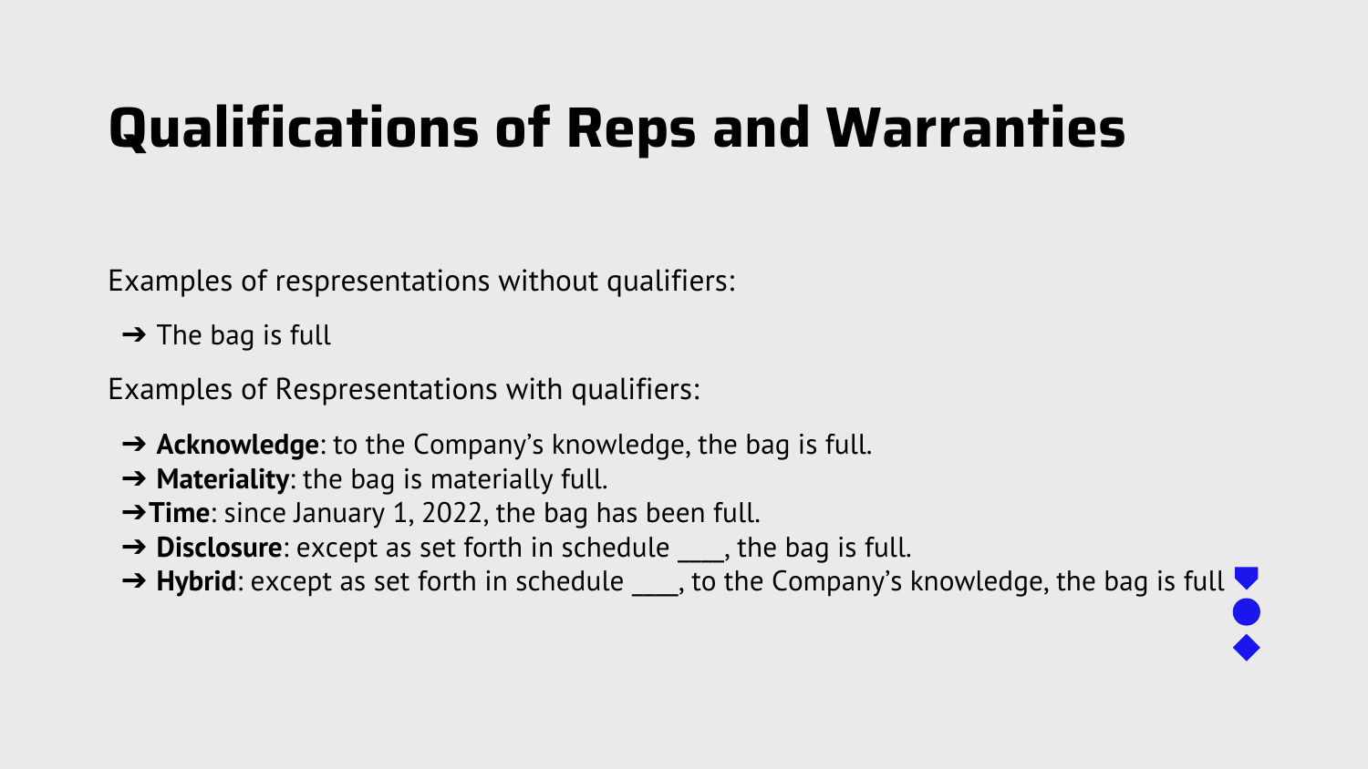# Qualifications of Reps and Warranties

Examples of respresentations without qualifiers:

- The bag is full

Examples of Respresentations with qualifiers:

- **Acknowledge**: to the Company's knowledge, the bag is full.
- **Materiality**: the bag is materially full.
- **Time**: since January 1, 2022, the bag has been full.
- **Disclosure**: except as set forth in schedule ____, the bag is full.
- **Hybrid**: except as set forth in schedule ____, to the Company's knowledge, the bag is full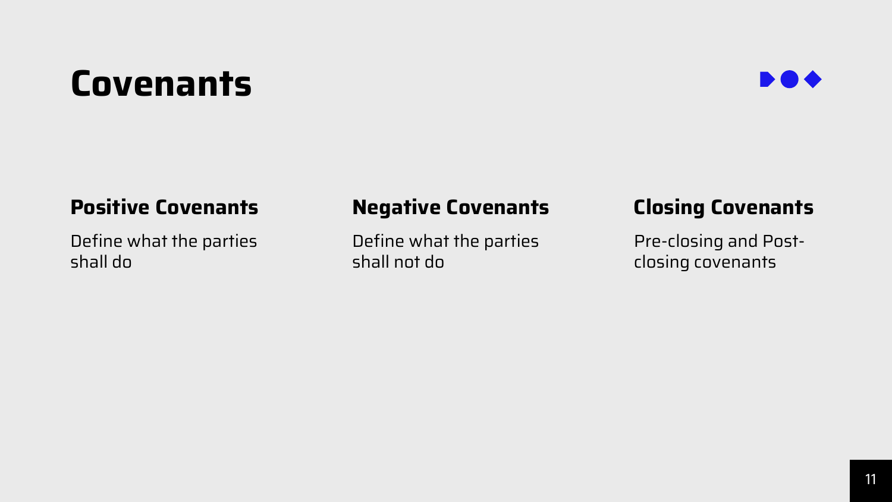# Covenants

### Positive Covenants

Define what the parties shall do

### Negative Covenants

Define what the parties shall not do

### Closing Covenants

Pre-closing and Post-closing covenants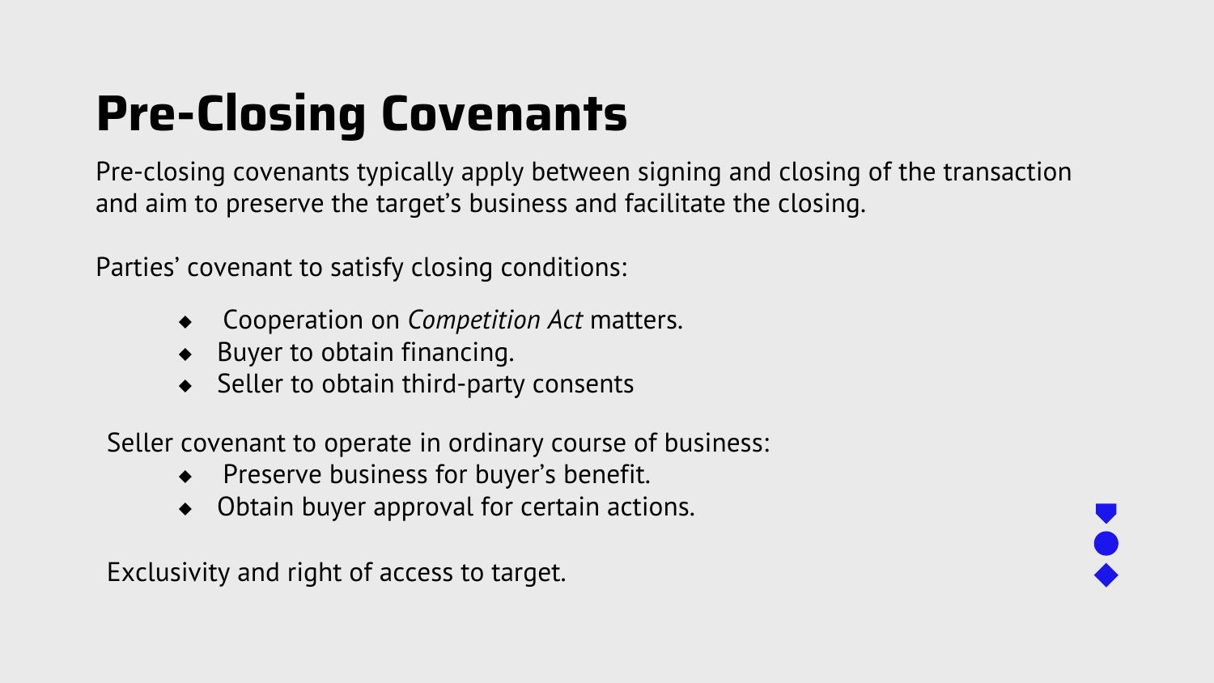# Pre-Closing Covenants

Pre-closing covenants typically apply between signing and closing of the transaction and aim to preserve the target's business and facilitate the closing.

Parties' covenant to satisfy closing conditions:

- Cooperation on *Competition Act* matters.
- Buyer to obtain financing.
- Seller to obtain third-party consents

Seller covenant to operate in ordinary course of business:

- Preserve business for buyer's benefit.
- Obtain buyer approval for certain actions.

Exclusivity and right of access to target.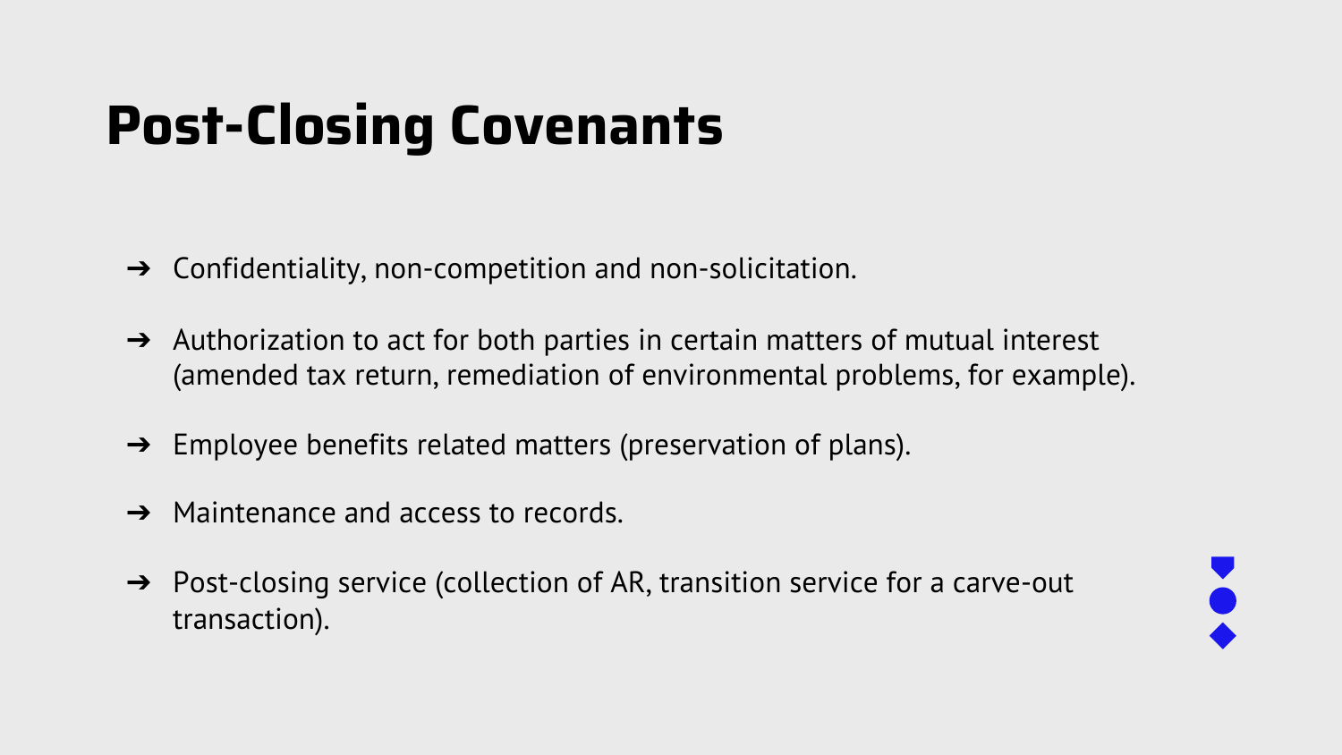# Post-Closing Covenants

- Confidentiality, non-competition and non-solicitation.
- Authorization to act for both parties in certain matters of mutual interest (amended tax return, remediation of environmental problems, for example).
- Employee benefits related matters (preservation of plans).
- Maintenance and access to records.
- Post-closing service (collection of AR, transition service for a carve-out transaction).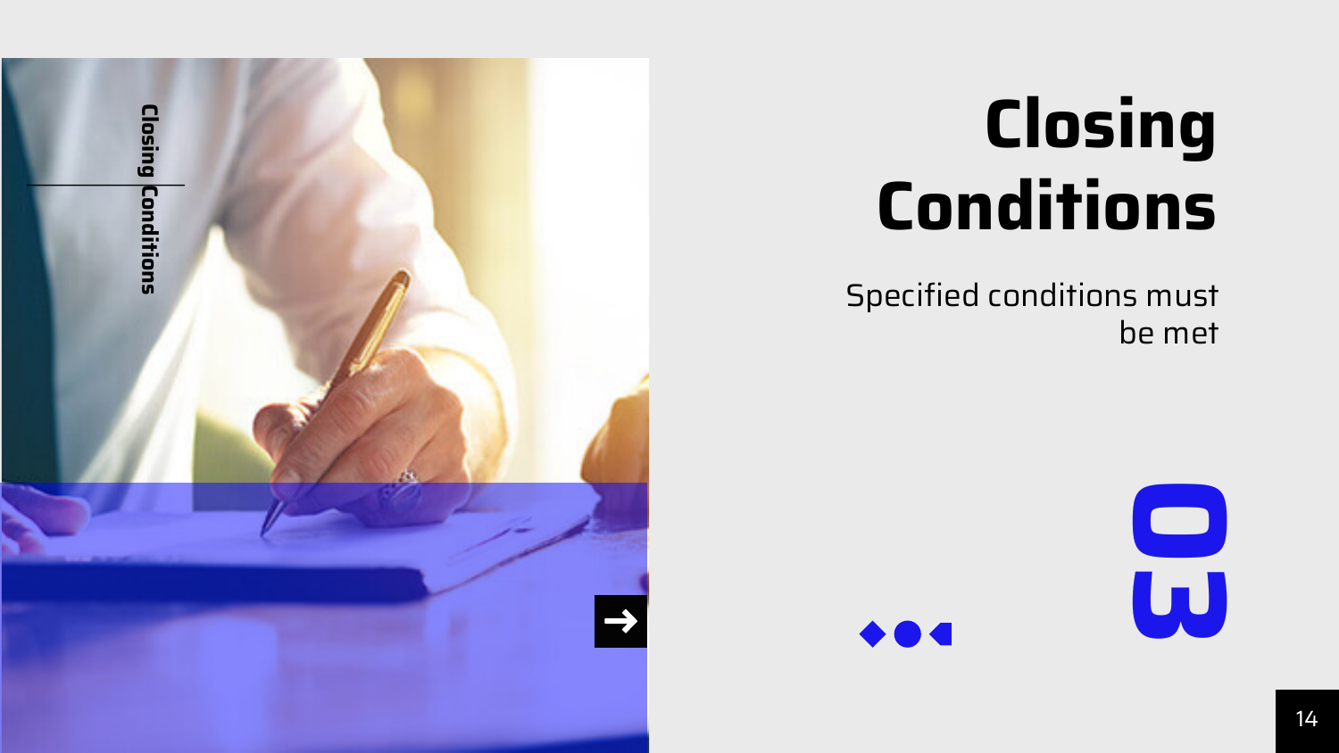Closing Conditions

# Closing Conditions

Specified conditions must be met

03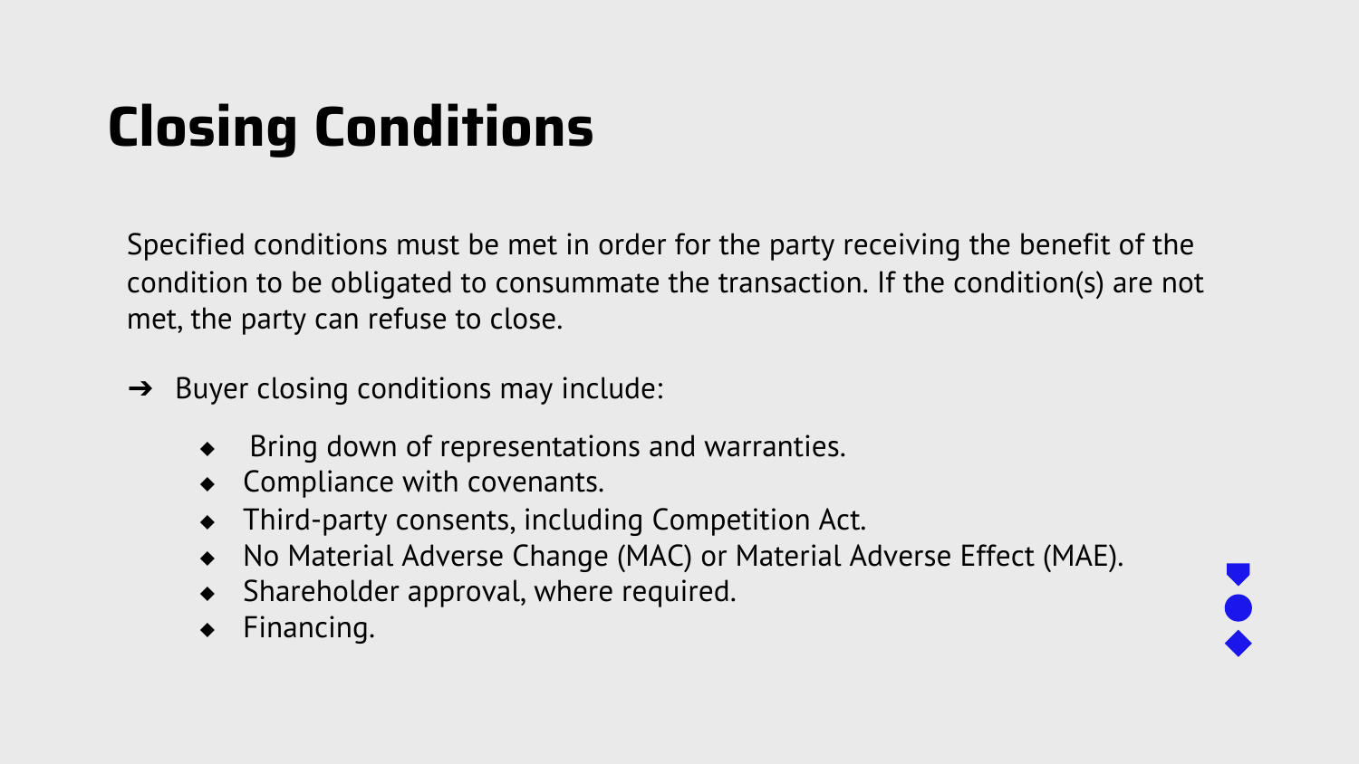# Closing Conditions

Specified conditions must be met in order for the party receiving the benefit of the condition to be obligated to consummate the transaction. If the condition(s) are not met, the party can refuse to close.

- Buyer closing conditions may include:
  - Bring down of representations and warranties.
  - Compliance with covenants.
  - Third-party consents, including Competition Act.
  - No Material Adverse Change (MAC) or Material Adverse Effect (MAE).
  - Shareholder approval, where required.
  - Financing.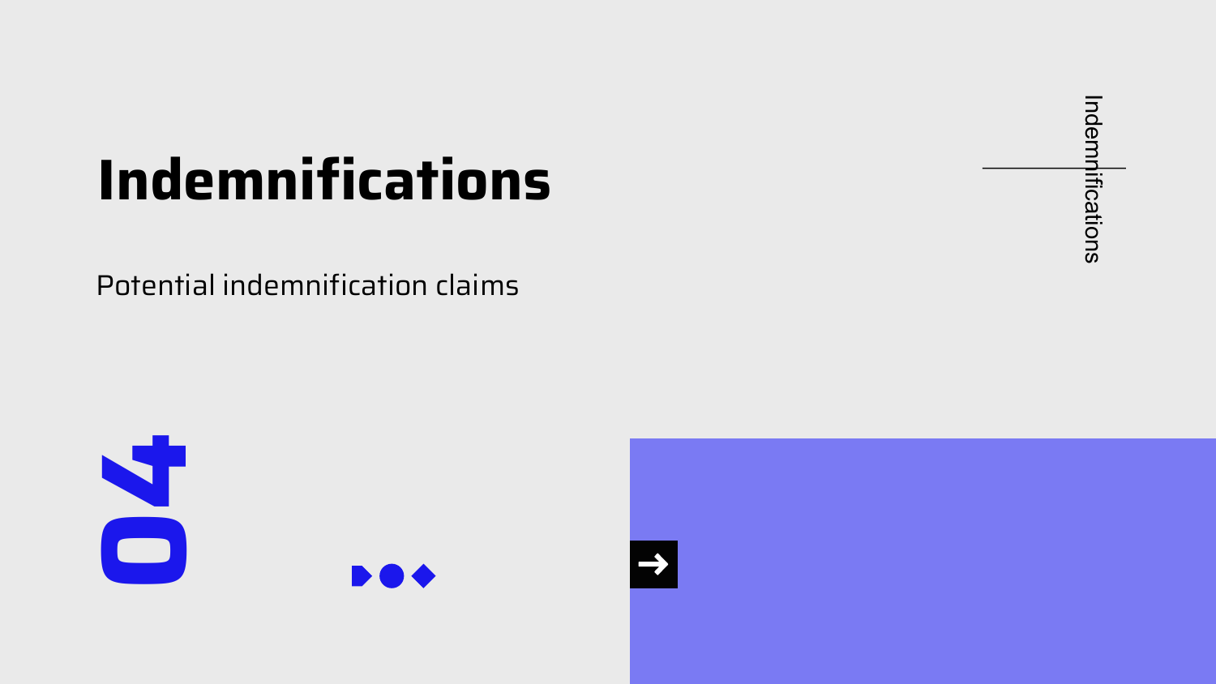# Indemnifications

Potential indemnification claims

04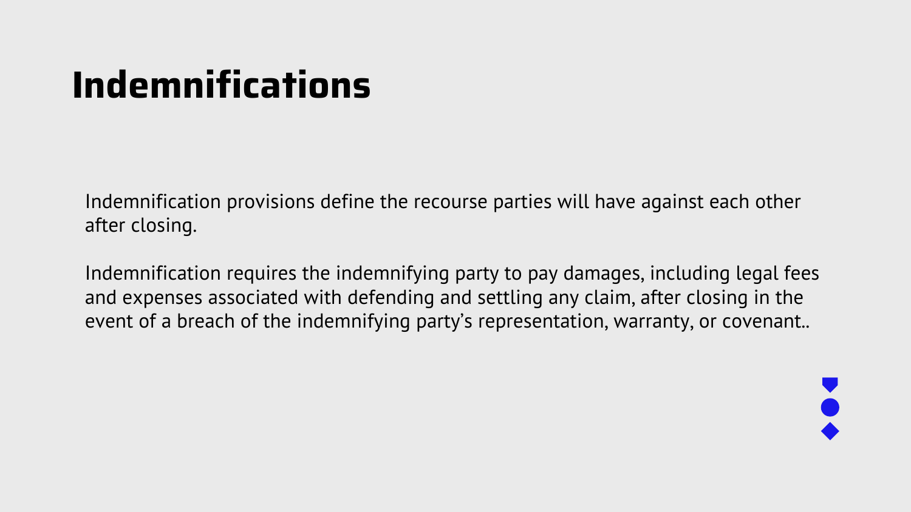# Indemnifications

Indemnification provisions define the recourse parties will have against each other after closing.

Indemnification requires the indemnifying party to pay damages, including legal fees and expenses associated with defending and settling any claim, after closing in the event of a breach of the indemnifying party's representation, warranty, or covenant..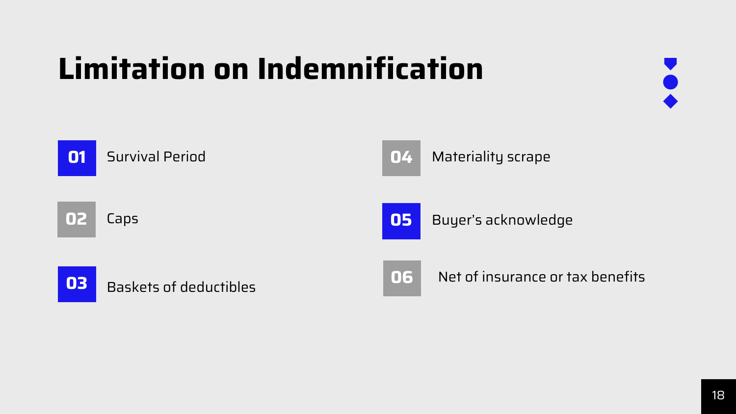# Limitation on Indemnification

01 Survival Period

02 Caps

03 Baskets of deductibles

04 Materiality scrape

05 Buyer's acknowledge

06 Net of insurance or tax benefits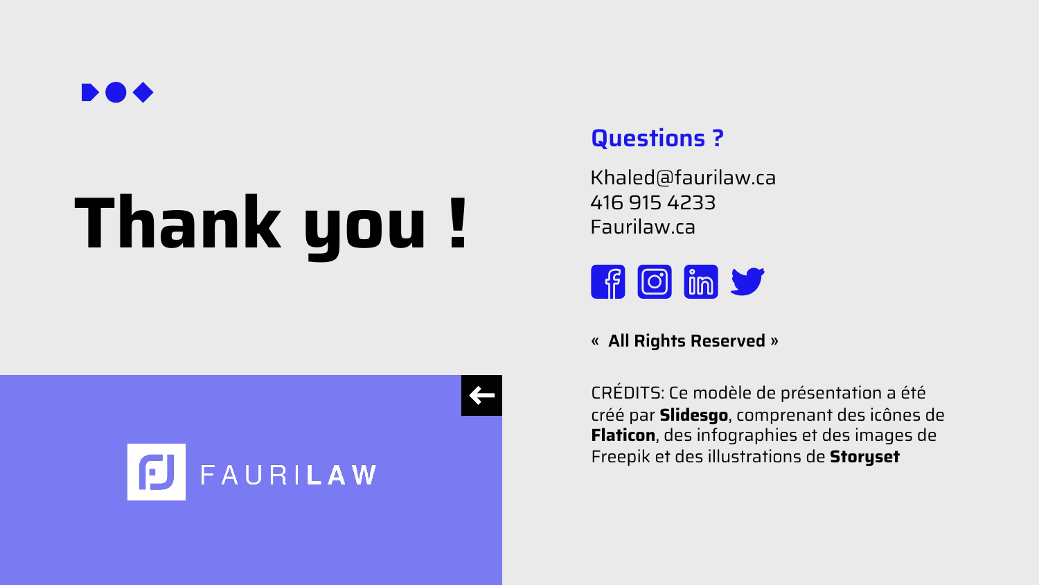# Thank you !

FAURILAW

## Questions ?

Khaled@faurilaw.ca
416 915 4233
Faurilaw.ca

« **All Rights Reserved** »

CRÉDITS: Ce modèle de présentation a été créé par **Slidesgo**, comprenant des icônes de **Flaticon**, des infographies et des images de Freepik et des illustrations de **Storyset**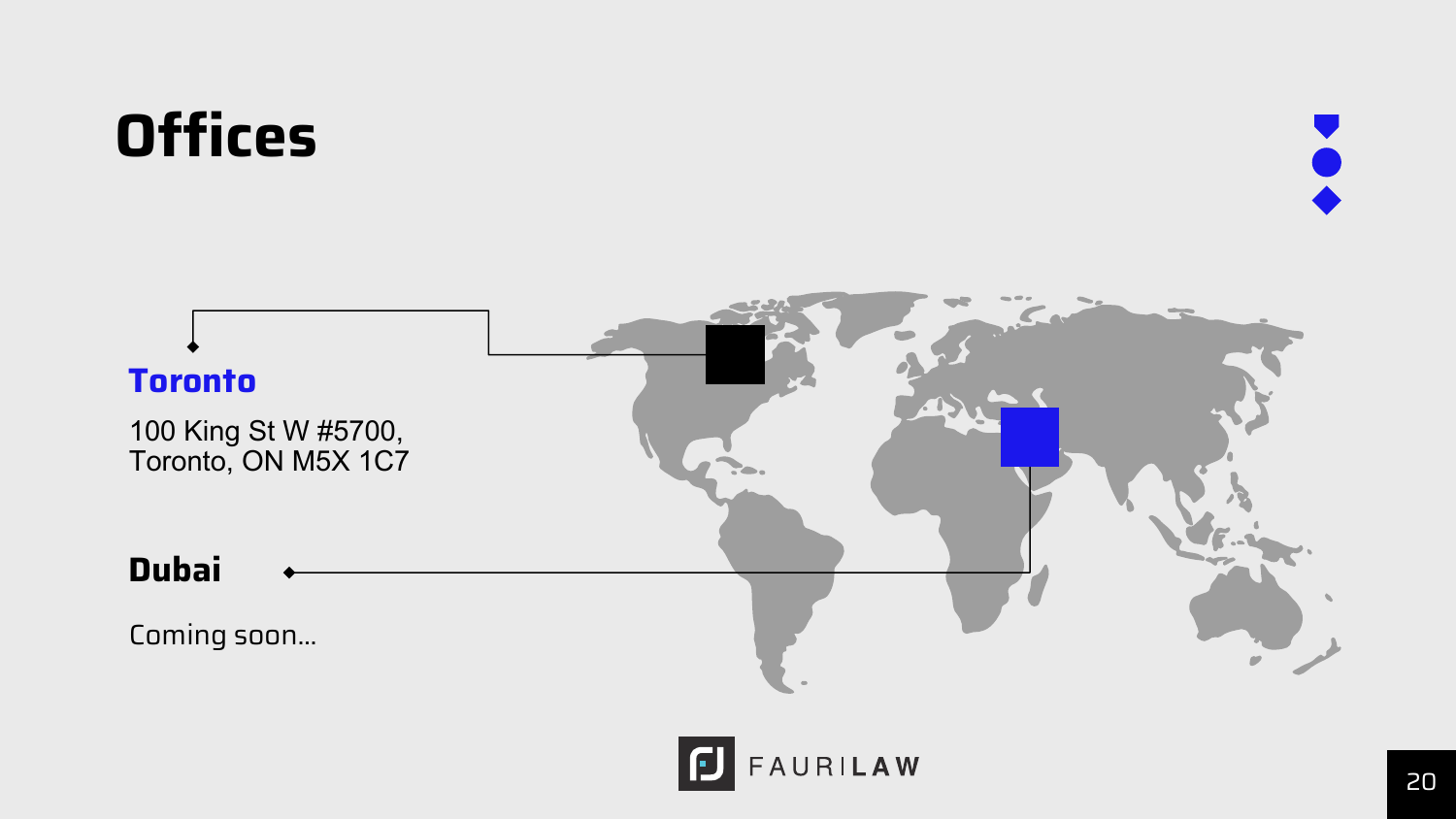# Offices

## Toronto

100 King St W #5700,
Toronto, ON M5X 1C7

## Dubai

Coming soon...

FAURILAW